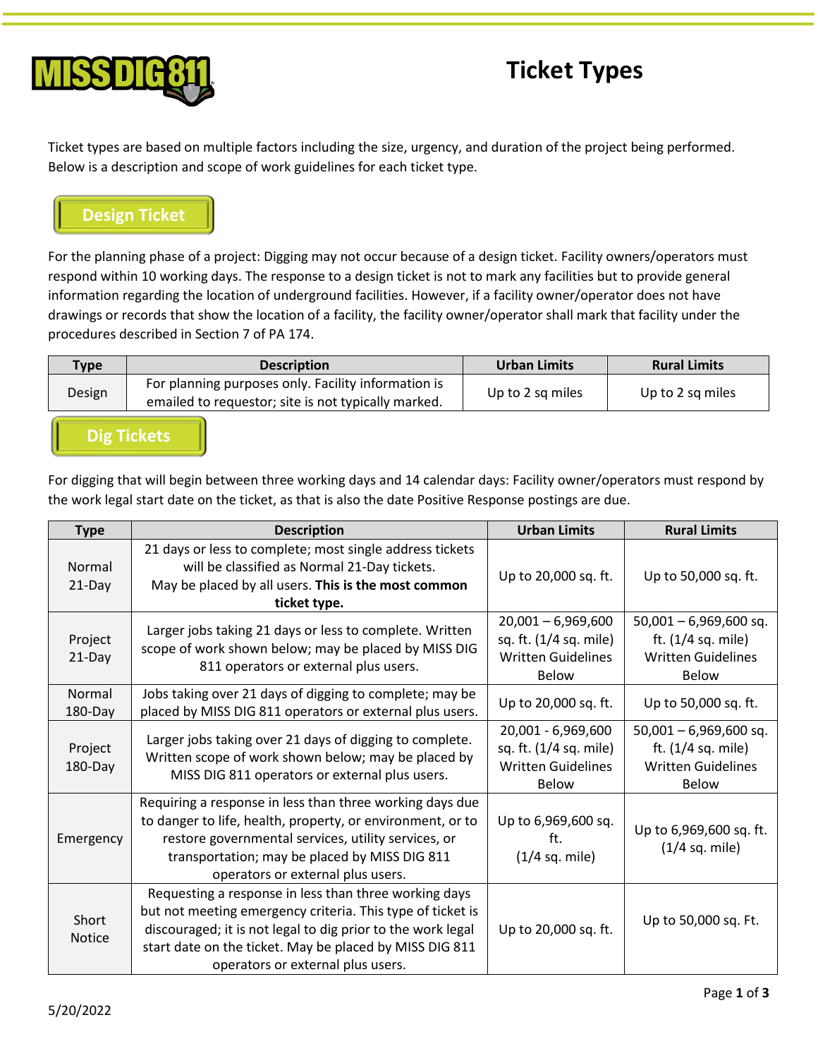MISS DIG 811

# Ticket Types

Ticket types are based on multiple factors including the size, urgency, and duration of the project being performed. Below is a description and scope of work guidelines for each ticket type.

## Design Ticket

For the planning phase of a project: Digging may not occur because of a design ticket. Facility owners/operators must respond within 10 working days. The response to a design ticket is not to mark any facilities but to provide general information regarding the location of underground facilities. However, if a facility owner/operator does not have drawings or records that show the location of a facility, the facility owner/operator shall mark that facility under the procedures described in Section 7 of PA 174.

| Type | Description | Urban Limits | Rural Limits |
|---|---|---|---|
| Design | For planning purposes only. Facility information is emailed to requestor; site is not typically marked. | Up to 2 sq miles | Up to 2 sq miles |

## Dig Tickets

For digging that will begin between three working days and 14 calendar days: Facility owner/operators must respond by the work legal start date on the ticket, as that is also the date Positive Response postings are due.

| Type | Description | Urban Limits | Rural Limits |
|---|---|---|---|
| Normal 21-Day | 21 days or less to complete; most single address tickets will be classified as Normal 21-Day tickets. May be placed by all users. **This is the most common ticket type.** | Up to 20,000 sq. ft. | Up to 50,000 sq. ft. |
| Project 21-Day | Larger jobs taking 21 days or less to complete. Written scope of work shown below; may be placed by MISS DIG 811 operators or external plus users. | 20,001 – 6,969,600 sq. ft. (1/4 sq. mile) Written Guidelines Below | 50,001 – 6,969,600 sq. ft. (1/4 sq. mile) Written Guidelines Below |
| Normal 180-Day | Jobs taking over 21 days of digging to complete; may be placed by MISS DIG 811 operators or external plus users. | Up to 20,000 sq. ft. | Up to 50,000 sq. ft. |
| Project 180-Day | Larger jobs taking over 21 days of digging to complete. Written scope of work shown below; may be placed by MISS DIG 811 operators or external plus users. | 20,001 - 6,969,600 sq. ft. (1/4 sq. mile) Written Guidelines Below | 50,001 – 6,969,600 sq. ft. (1/4 sq. mile) Written Guidelines Below |
| Emergency | Requiring a response in less than three working days due to danger to life, health, property, or environment, or to restore governmental services, utility services, or transportation; may be placed by MISS DIG 811 operators or external plus users. | Up to 6,969,600 sq. ft. (1/4 sq. mile) | Up to 6,969,600 sq. ft. (1/4 sq. mile) |
| Short Notice | Requesting a response in less than three working days but not meeting emergency criteria. This type of ticket is discouraged; it is not legal to dig prior to the work legal start date on the ticket. May be placed by MISS DIG 811 operators or external plus users. | Up to 20,000 sq. ft. | Up to 50,000 sq. Ft. |

5/20/2022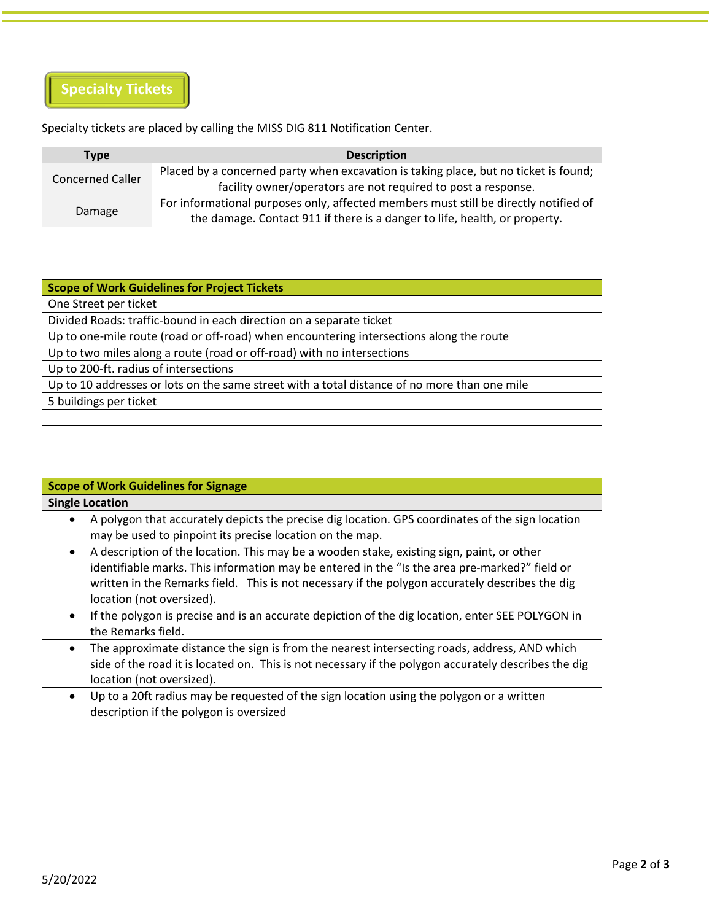## Specialty Tickets

Specialty tickets are placed by calling the MISS DIG 811 Notification Center.

| Type | Description |
|---|---|
| Concerned Caller | Placed by a concerned party when excavation is taking place, but no ticket is found; facility owner/operators are not required to post a response. |
| Damage | For informational purposes only, affected members must still be directly notified of the damage. Contact 911 if there is a danger to life, health, or property. |

| Scope of Work Guidelines for Project Tickets |
|---|
| One Street per ticket |
| Divided Roads: traffic-bound in each direction on a separate ticket |
| Up to one-mile route (road or off-road) when encountering intersections along the route |
| Up to two miles along a route (road or off-road) with no intersections |
| Up to 200-ft. radius of intersections |
| Up to 10 addresses or lots on the same street with a total distance of no more than one mile |
| 5 buildings per ticket |
| |

| Scope of Work Guidelines for Signage |
|---|
| **Single Location** |
| • A polygon that accurately depicts the precise dig location. GPS coordinates of the sign location may be used to pinpoint its precise location on the map. |
| • A description of the location. This may be a wooden stake, existing sign, paint, or other identifiable marks. This information may be entered in the "Is the area pre-marked?" field or written in the Remarks field. This is not necessary if the polygon accurately describes the dig location (not oversized). |
| • If the polygon is precise and is an accurate depiction of the dig location, enter SEE POLYGON in the Remarks field. |
| • The approximate distance the sign is from the nearest intersecting roads, address, AND which side of the road it is located on. This is not necessary if the polygon accurately describes the dig location (not oversized). |
| • Up to a 20ft radius may be requested of the sign location using the polygon or a written description if the polygon is oversized |

5/20/2022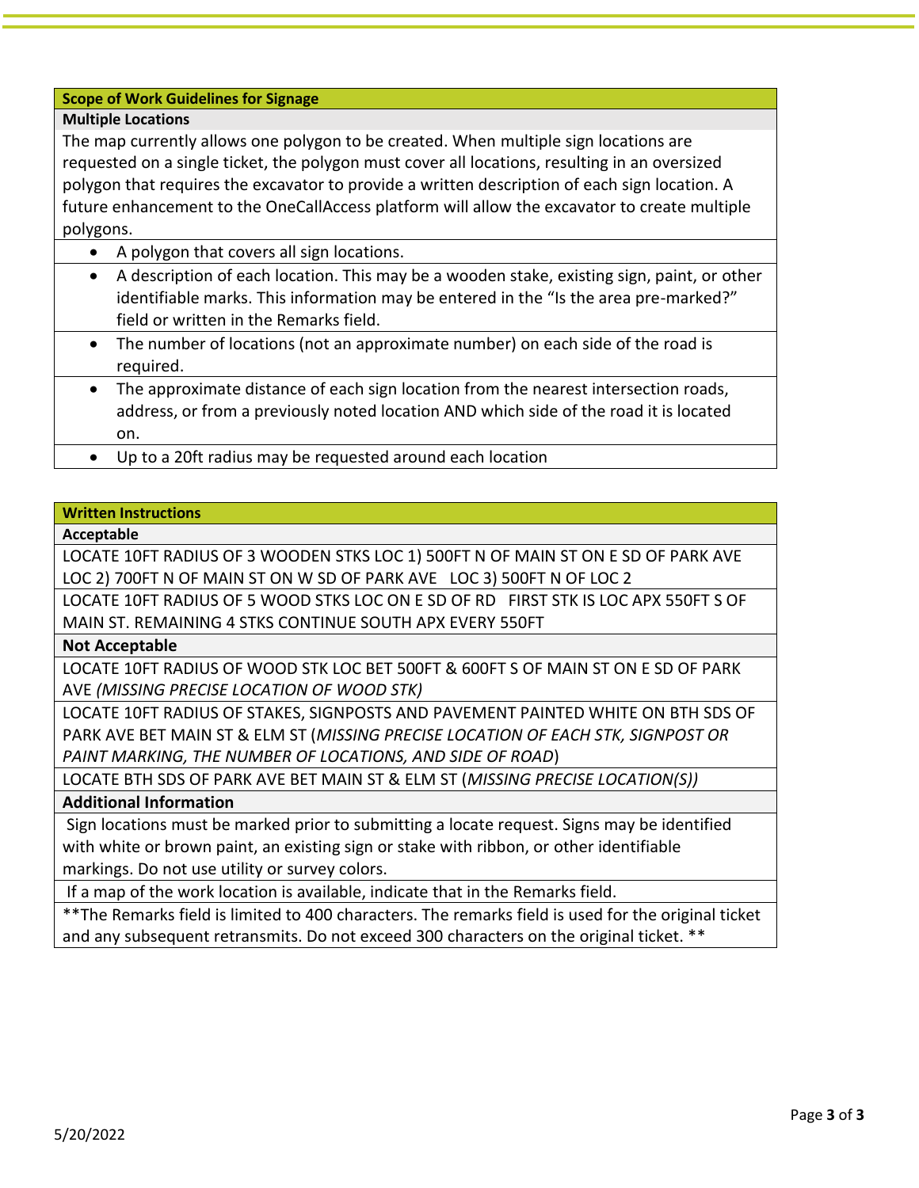## Scope of Work Guidelines for Signage

### Multiple Locations

The map currently allows one polygon to be created. When multiple sign locations are requested on a single ticket, the polygon must cover all locations, resulting in an oversized polygon that requires the excavator to provide a written description of each sign location. A future enhancement to the OneCallAccess platform will allow the excavator to create multiple polygons.

- A polygon that covers all sign locations.
- A description of each location. This may be a wooden stake, existing sign, paint, or other identifiable marks. This information may be entered in the "Is the area pre-marked?" field or written in the Remarks field.
- The number of locations (not an approximate number) on each side of the road is required.
- The approximate distance of each sign location from the nearest intersection roads, address, or from a previously noted location AND which side of the road it is located on.
- Up to a 20ft radius may be requested around each location

## Written Instructions

### Acceptable

LOCATE 10FT RADIUS OF 3 WOODEN STKS LOC 1) 500FT N OF MAIN ST ON E SD OF PARK AVE LOC 2) 700FT N OF MAIN ST ON W SD OF PARK AVE LOC 3) 500FT N OF LOC 2

LOCATE 10FT RADIUS OF 5 WOOD STKS LOC ON E SD OF RD FIRST STK IS LOC APX 550FT S OF MAIN ST. REMAINING 4 STKS CONTINUE SOUTH APX EVERY 550FT

### Not Acceptable

LOCATE 10FT RADIUS OF WOOD STK LOC BET 500FT & 600FT S OF MAIN ST ON E SD OF PARK AVE *(MISSING PRECISE LOCATION OF WOOD STK)*

LOCATE 10FT RADIUS OF STAKES, SIGNPOSTS AND PAVEMENT PAINTED WHITE ON BTH SDS OF PARK AVE BET MAIN ST & ELM ST (*MISSING PRECISE LOCATION OF EACH STK, SIGNPOST OR PAINT MARKING, THE NUMBER OF LOCATIONS, AND SIDE OF ROAD*)

LOCATE BTH SDS OF PARK AVE BET MAIN ST & ELM ST (*MISSING PRECISE LOCATION(S))*

### Additional Information

Sign locations must be marked prior to submitting a locate request. Signs may be identified with white or brown paint, an existing sign or stake with ribbon, or other identifiable markings. Do not use utility or survey colors.

If a map of the work location is available, indicate that in the Remarks field.

**The Remarks field is limited to 400 characters. The remarks field is used for the original ticket and any subsequent retransmits. Do not exceed 300 characters on the original ticket. **

5/20/2022